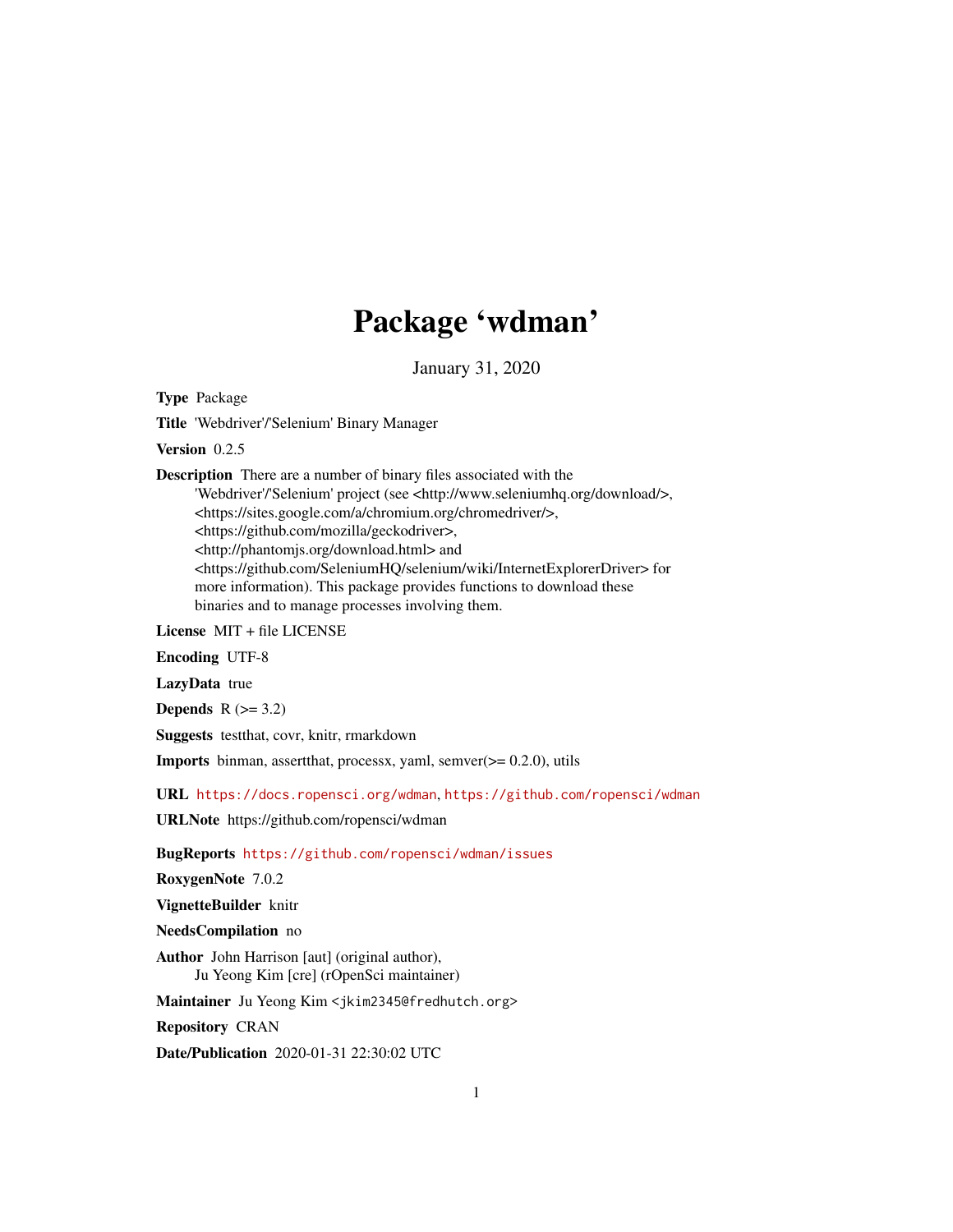# Package 'wdman'

January 31, 2020

**Type** Package

**Title** 'Webdriver'/'Selenium' Binary Manager

**Version** 0.2.5

**Description** There are a number of binary files associated with the 'Webdriver'/'Selenium' project (see <http://www.seleniumhq.org/download/>, <https://sites.google.com/a/chromium.org/chromedriver/>, <https://github.com/mozilla/geckodriver>, <http://phantomjs.org/download.html> and <https://github.com/SeleniumHQ/selenium/wiki/InternetExplorerDriver> for more information). This package provides functions to download these binaries and to manage processes involving them.

**License** MIT + file LICENSE

**Encoding** UTF-8

**LazyData** true

**Depends** R (>= 3.2)

**Suggests** testthat, covr, knitr, rmarkdown

**Imports** binman, assertthat, processx, yaml, semver(>= 0.2.0), utils

**URL** https://docs.ropensci.org/wdman, https://github.com/ropensci/wdman

**URLNote** https://github.com/ropensci/wdman

**BugReports** https://github.com/ropensci/wdman/issues

**RoxygenNote** 7.0.2

**VignetteBuilder** knitr

**NeedsCompilation** no

**Author** John Harrison [aut] (original author),
Ju Yeong Kim [cre] (rOpenSci maintainer)

**Maintainer** Ju Yeong Kim <jkim2345@fredhutch.org>

**Repository** CRAN

**Date/Publication** 2020-01-31 22:30:02 UTC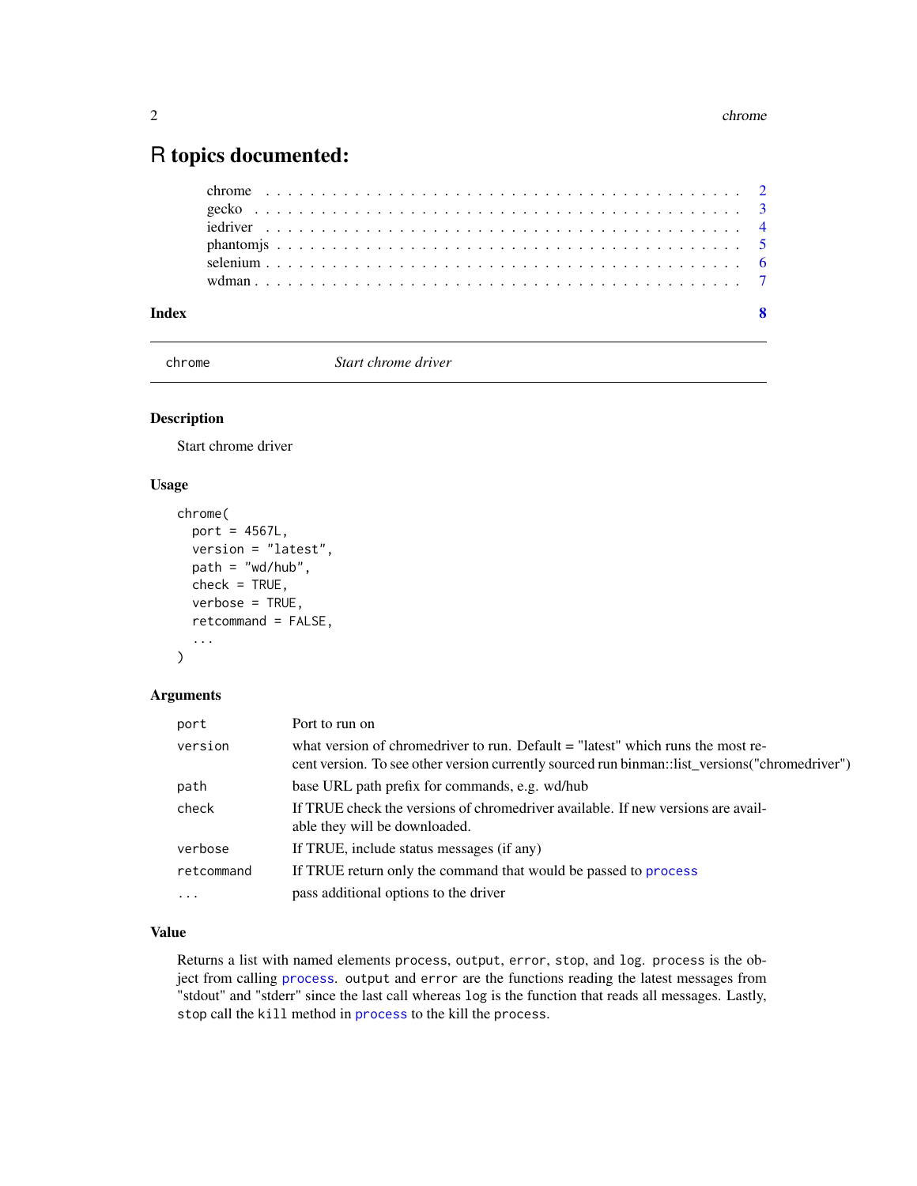# R topics documented:

- chrome . . . . . . . . . . . . . . . . . . . . . . . . . . . . . . . . . . . . . . . . 2
- gecko . . . . . . . . . . . . . . . . . . . . . . . . . . . . . . . . . . . . . . . . 3
- iedriver . . . . . . . . . . . . . . . . . . . . . . . . . . . . . . . . . . . . . . . . 4
- phantomjs . . . . . . . . . . . . . . . . . . . . . . . . . . . . . . . . . . . . . . . . 5
- selenium . . . . . . . . . . . . . . . . . . . . . . . . . . . . . . . . . . . . . . . . 6
- wdman . . . . . . . . . . . . . . . . . . . . . . . . . . . . . . . . . . . . . . . . 7

**Index** 8

---

`chrome` *Start chrome driver*

---

### Description

Start chrome driver

### Usage

```
chrome(
  port = 4567L,
  version = "latest",
  path = "wd/hub",
  check = TRUE,
  verbose = TRUE,
  retcommand = FALSE,
  ...
)
```

### Arguments

| | |
|---|---|
| `port` | Port to run on |
| `version` | what version of chromedriver to run. Default = "latest" which runs the most recent version. To see other version currently sourced run binman::list_versions("chromedriver") |
| `path` | base URL path prefix for commands, e.g. wd/hub |
| `check` | If TRUE check the versions of chromedriver available. If new versions are available they will be downloaded. |
| `verbose` | If TRUE, include status messages (if any) |
| `retcommand` | If TRUE return only the command that would be passed to `process` |
| `...` | pass additional options to the driver |

### Value

Returns a list with named elements `process`, `output`, `error`, `stop`, and `log`. `process` is the object from calling `process`. `output` and `error` are the functions reading the latest messages from "stdout" and "stderr" since the last call whereas `log` is the function that reads all messages. Lastly, `stop` call the `kill` method in `process` to the kill the `process`.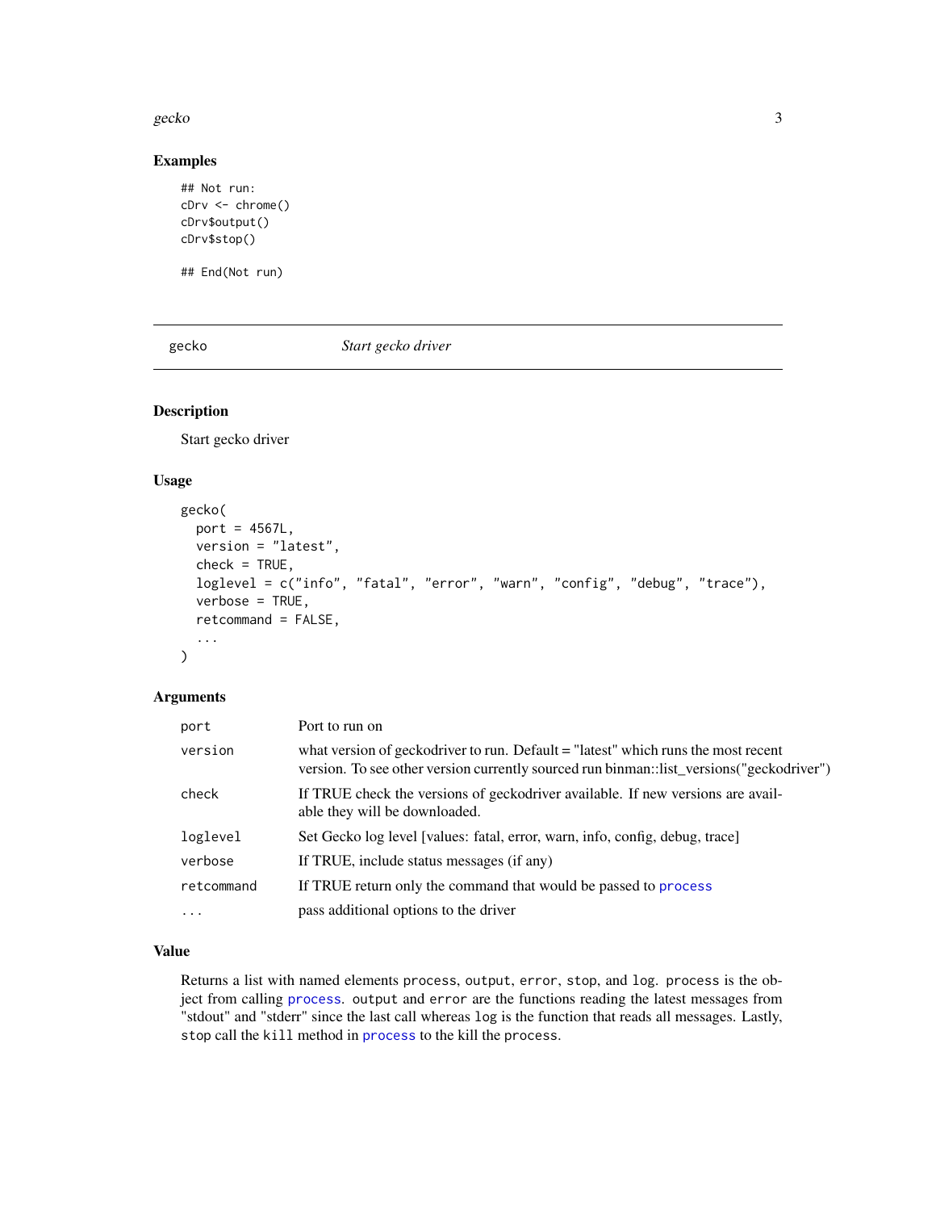## Examples

```
## Not run:
cDrv <- chrome()
cDrv$output()
cDrv$stop()

## End(Not run)
```

---

gecko *Start gecko driver*

---

### Description

Start gecko driver

### Usage

```
gecko(
  port = 4567L,
  version = "latest",
  check = TRUE,
  loglevel = c("info", "fatal", "error", "warn", "config", "debug", "trace"),
  verbose = TRUE,
  retcommand = FALSE,
  ...
)
```

### Arguments

| | |
|---|---|
| `port` | Port to run on |
| `version` | what version of geckodriver to run. Default = "latest" which runs the most recent version. To see other version currently sourced run binman::list_versions("geckodriver") |
| `check` | If TRUE check the versions of geckodriver available. If new versions are available they will be downloaded. |
| `loglevel` | Set Gecko log level [values: fatal, error, warn, info, config, debug, trace] |
| `verbose` | If TRUE, include status messages (if any) |
| `retcommand` | If TRUE return only the command that would be passed to `process` |
| `...` | pass additional options to the driver |

### Value

Returns a list with named elements `process`, `output`, `error`, `stop`, and `log`. `process` is the object from calling `process`. `output` and `error` are the functions reading the latest messages from "stdout" and "stderr" since the last call whereas `log` is the function that reads all messages. Lastly, `stop` call the `kill` method in `process` to the kill the `process`.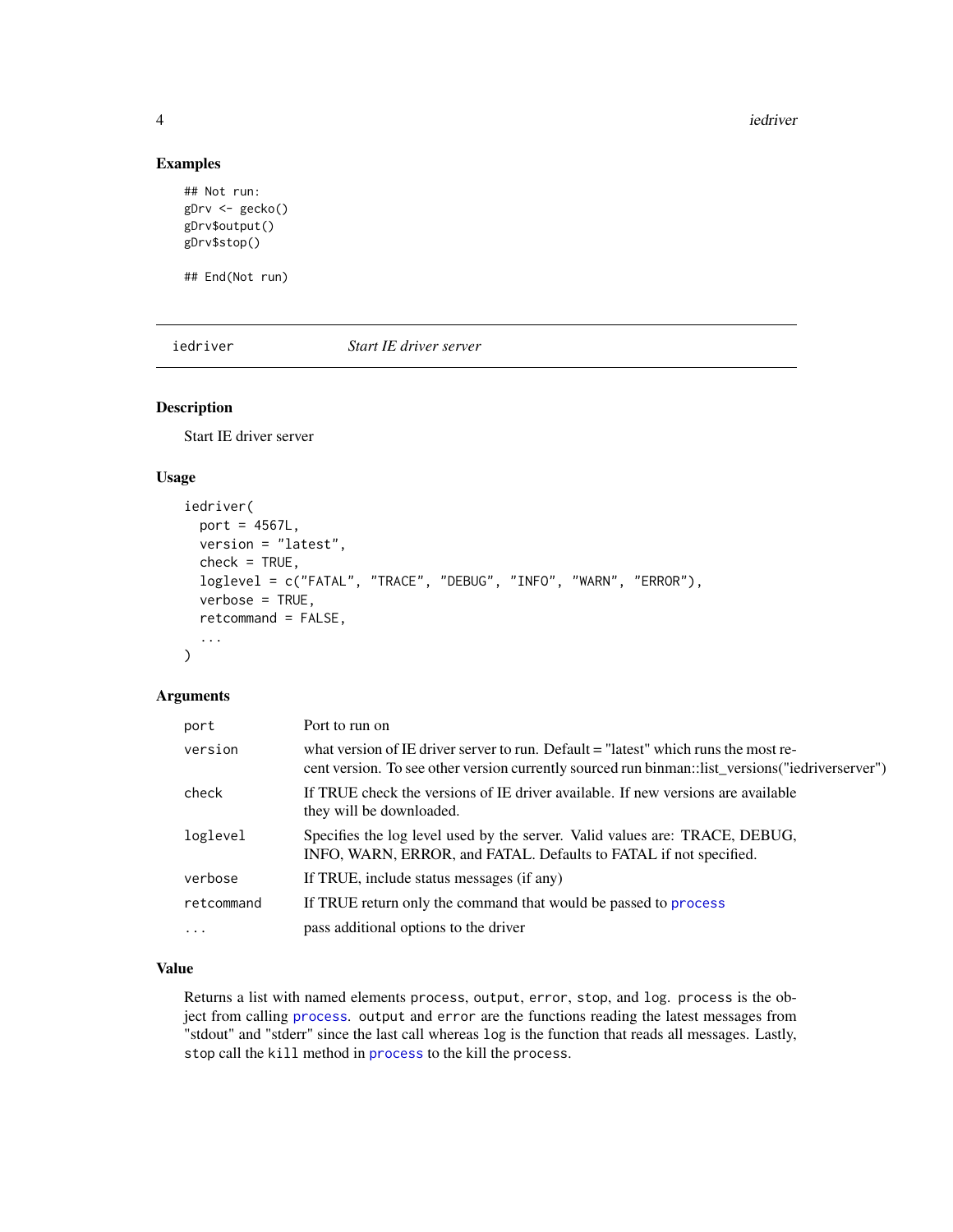### Examples

```
## Not run:
gDrv <- gecko()
gDrv$output()
gDrv$stop()

## End(Not run)
```

---

## iedriver *Start IE driver server*

---

### Description

Start IE driver server

### Usage

```
iedriver(
  port = 4567L,
  version = "latest",
  check = TRUE,
  loglevel = c("FATAL", "TRACE", "DEBUG", "INFO", "WARN", "ERROR"),
  verbose = TRUE,
  retcommand = FALSE,
  ...
)
```

### Arguments

| | |
|---|---|
| `port` | Port to run on |
| `version` | what version of IE driver server to run. Default = "latest" which runs the most recent version. To see other version currently sourced run binman::list_versions("iedriverserver") |
| `check` | If TRUE check the versions of IE driver available. If new versions are available they will be downloaded. |
| `loglevel` | Specifies the log level used by the server. Valid values are: TRACE, DEBUG, INFO, WARN, ERROR, and FATAL. Defaults to FATAL if not specified. |
| `verbose` | If TRUE, include status messages (if any) |
| `retcommand` | If TRUE return only the command that would be passed to `process` |
| `...` | pass additional options to the driver |

### Value

Returns a list with named elements `process`, `output`, `error`, `stop`, and `log`. `process` is the object from calling `process`. `output` and `error` are the functions reading the latest messages from "stdout" and "stderr" since the last call whereas `log` is the function that reads all messages. Lastly, `stop` call the `kill` method in `process` to the kill the `process`.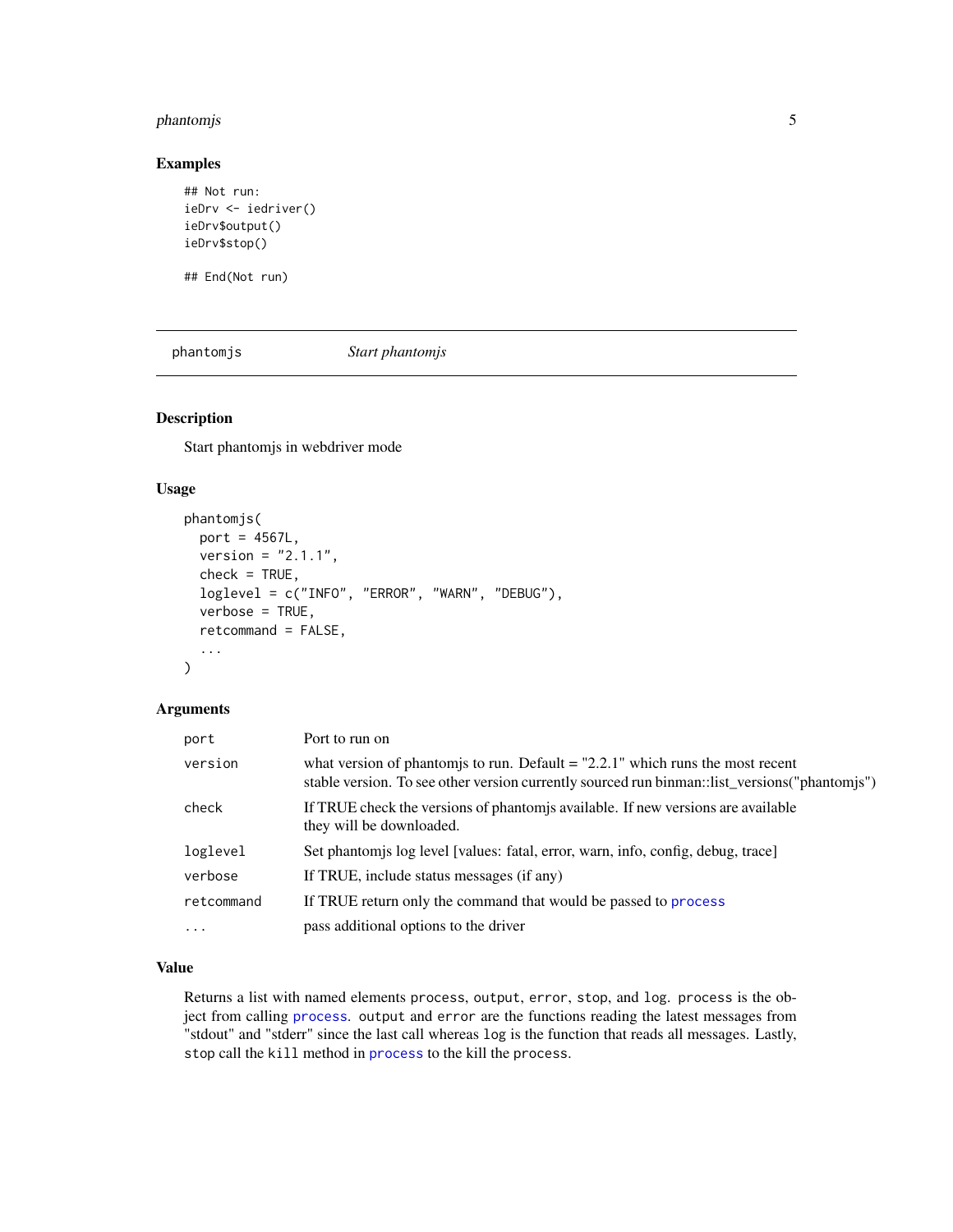## Examples

```
## Not run:
ieDrv <- iedriver()
ieDrv$output()
ieDrv$stop()

## End(Not run)
```

---

`phantomjs` *Start phantomjs*

---

## Description

Start phantomjs in webdriver mode

## Usage

```
phantomjs(
  port = 4567L,
  version = "2.1.1",
  check = TRUE,
  loglevel = c("INFO", "ERROR", "WARN", "DEBUG"),
  verbose = TRUE,
  retcommand = FALSE,
  ...
)
```

## Arguments

| | |
|---|---|
| `port` | Port to run on |
| `version` | what version of phantomjs to run. Default = "2.2.1" which runs the most recent stable version. To see other version currently sourced run binman::list_versions("phantomjs") |
| `check` | If TRUE check the versions of phantomjs available. If new versions are available they will be downloaded. |
| `loglevel` | Set phantomjs log level [values: fatal, error, warn, info, config, debug, trace] |
| `verbose` | If TRUE, include status messages (if any) |
| `retcommand` | If TRUE return only the command that would be passed to `process` |
| `...` | pass additional options to the driver |

## Value

Returns a list with named elements `process`, `output`, `error`, `stop`, and `log`. `process` is the object from calling `process`. `output` and `error` are the functions reading the latest messages from "stdout" and "stderr" since the last call whereas `log` is the function that reads all messages. Lastly, `stop` call the `kill` method in `process` to the kill the `process`.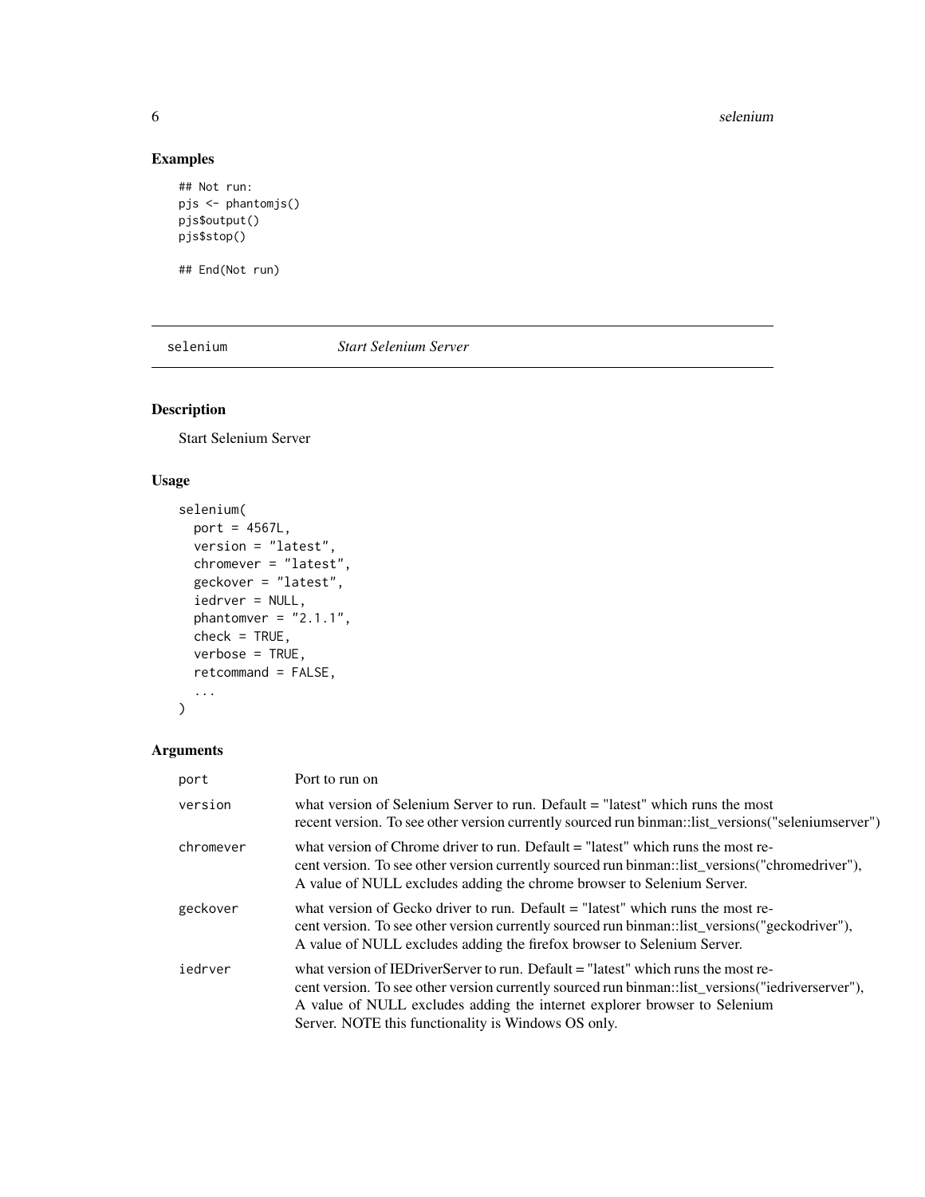## Examples

```
## Not run:
pjs <- phantomjs()
pjs$output()
pjs$stop()

## End(Not run)
```

---

`selenium` *Start Selenium Server*

---

## Description

Start Selenium Server

## Usage

```
selenium(
  port = 4567L,
  version = "latest",
  chromever = "latest",
  geckover = "latest",
  iedrver = NULL,
  phantomver = "2.1.1",
  check = TRUE,
  verbose = TRUE,
  retcommand = FALSE,
  ...
)
```

## Arguments

| | |
|---|---|
| `port` | Port to run on |
| `version` | what version of Selenium Server to run. Default = "latest" which runs the most recent version. To see other version currently sourced run binman::list_versions("seleniumserver") |
| `chromever` | what version of Chrome driver to run. Default = "latest" which runs the most recent version. To see other version currently sourced run binman::list_versions("chromedriver"), A value of NULL excludes adding the chrome browser to Selenium Server. |
| `geckover` | what version of Gecko driver to run. Default = "latest" which runs the most recent version. To see other version currently sourced run binman::list_versions("geckodriver"), A value of NULL excludes adding the firefox browser to Selenium Server. |
| `iedrver` | what version of IEDriverServer to run. Default = "latest" which runs the most recent version. To see other version currently sourced run binman::list_versions("iedriverserver"), A value of NULL excludes adding the internet explorer browser to Selenium Server. NOTE this functionality is Windows OS only. |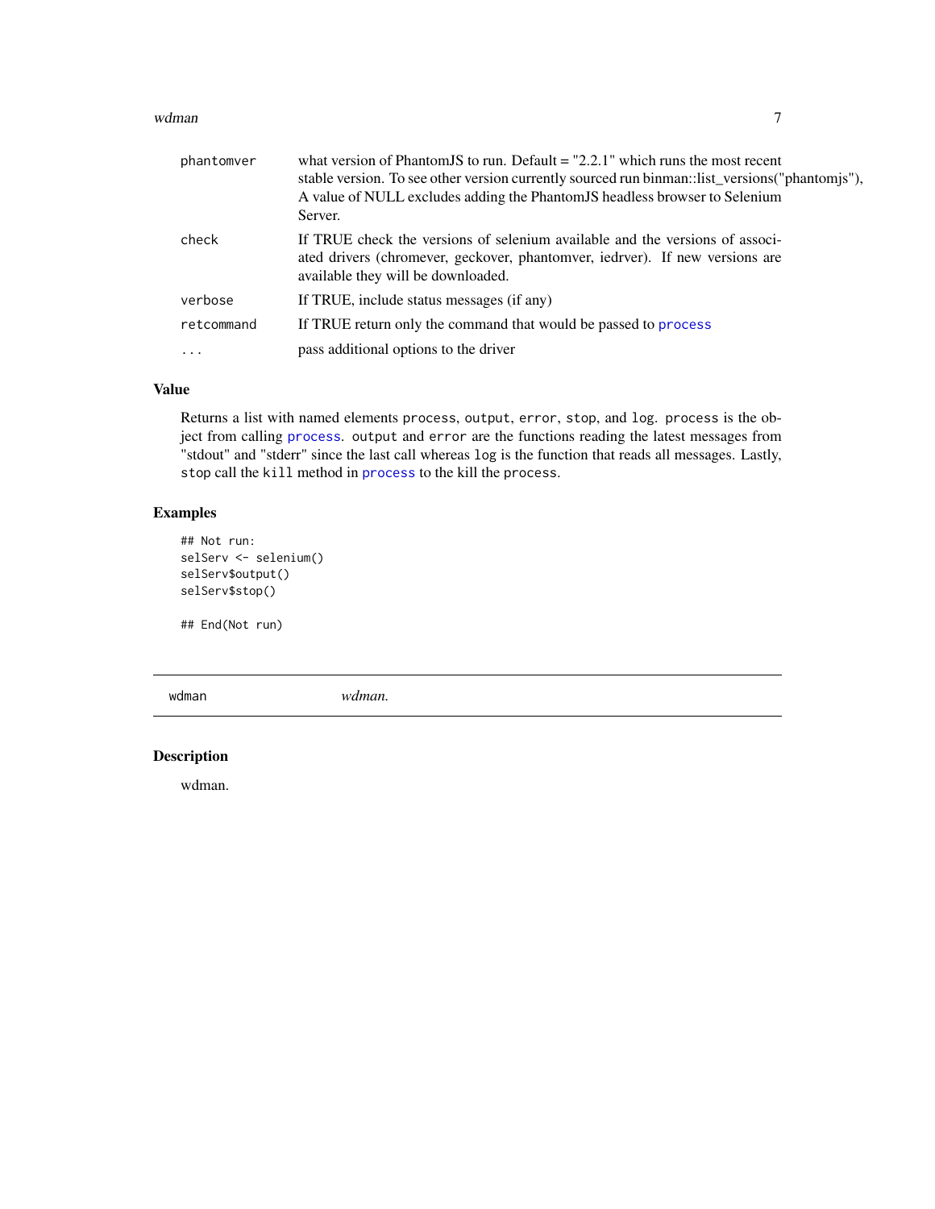| | |
|---|---|
| `phantomver` | what version of PhantomJS to run. Default = "2.2.1" which runs the most recent stable version. To see other version currently sourced run binman::list_versions("phantomjs"), A value of NULL excludes adding the PhantomJS headless browser to Selenium Server. |
| `check` | If TRUE check the versions of selenium available and the versions of associated drivers (chromever, geckover, phantomver, iedrver). If new versions are available they will be downloaded. |
| `verbose` | If TRUE, include status messages (if any) |
| `retcommand` | If TRUE return only the command that would be passed to `process` |
| `...` | pass additional options to the driver |

### Value

Returns a list with named elements `process`, `output`, `error`, `stop`, and `log`. `process` is the object from calling `process`. `output` and `error` are the functions reading the latest messages from "stdout" and "stderr" since the last call whereas `log` is the function that reads all messages. Lastly, `stop` call the `kill` method in `process` to the kill the `process`.

### Examples

```
## Not run:
selServ <- selenium()
selServ$output()
selServ$stop()

## End(Not run)
```

---

## `wdman` *wdman.*

---

### Description

wdman.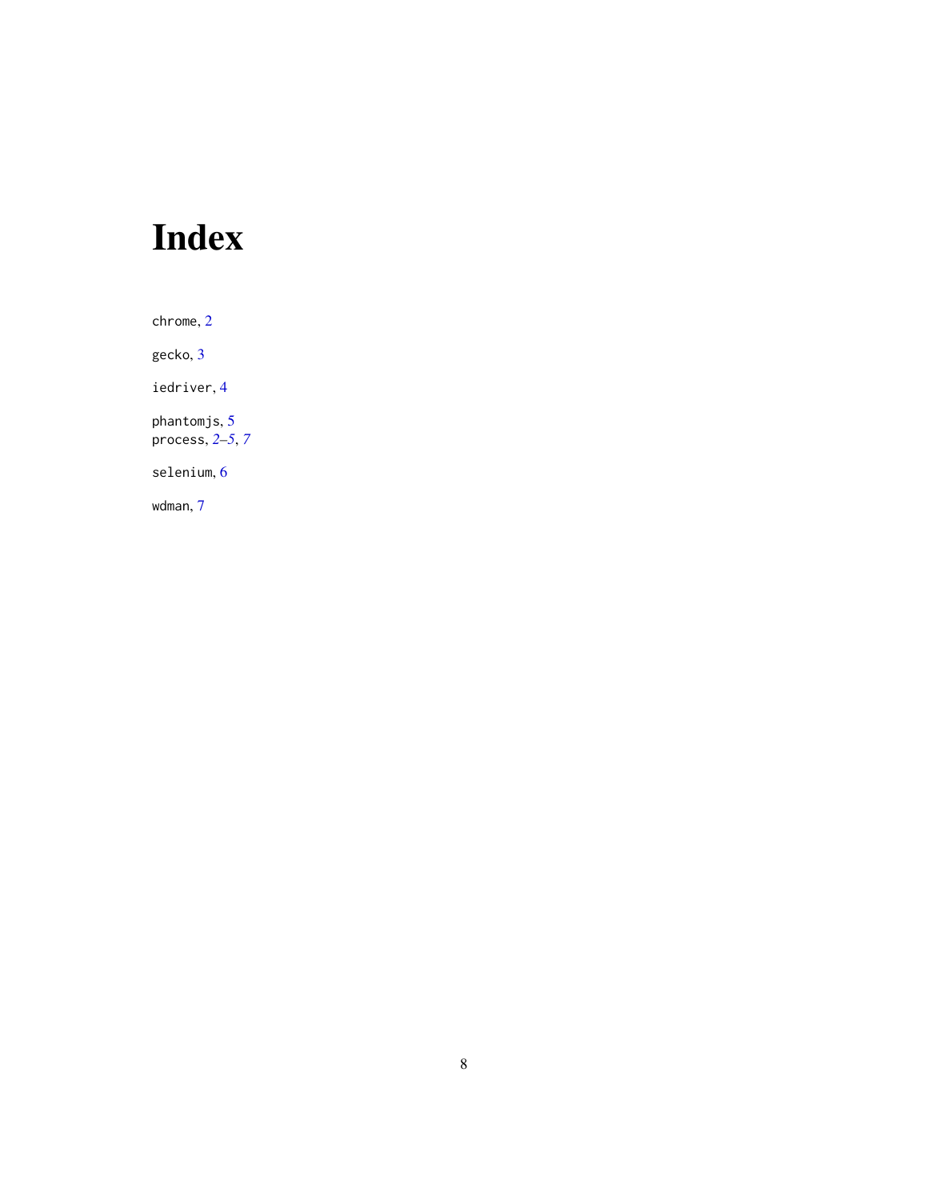# Index

chrome, 2

gecko, 3

iedriver, 4

phantomjs, 5
process, *2–5*, *7*

selenium, 6

wdman, 7